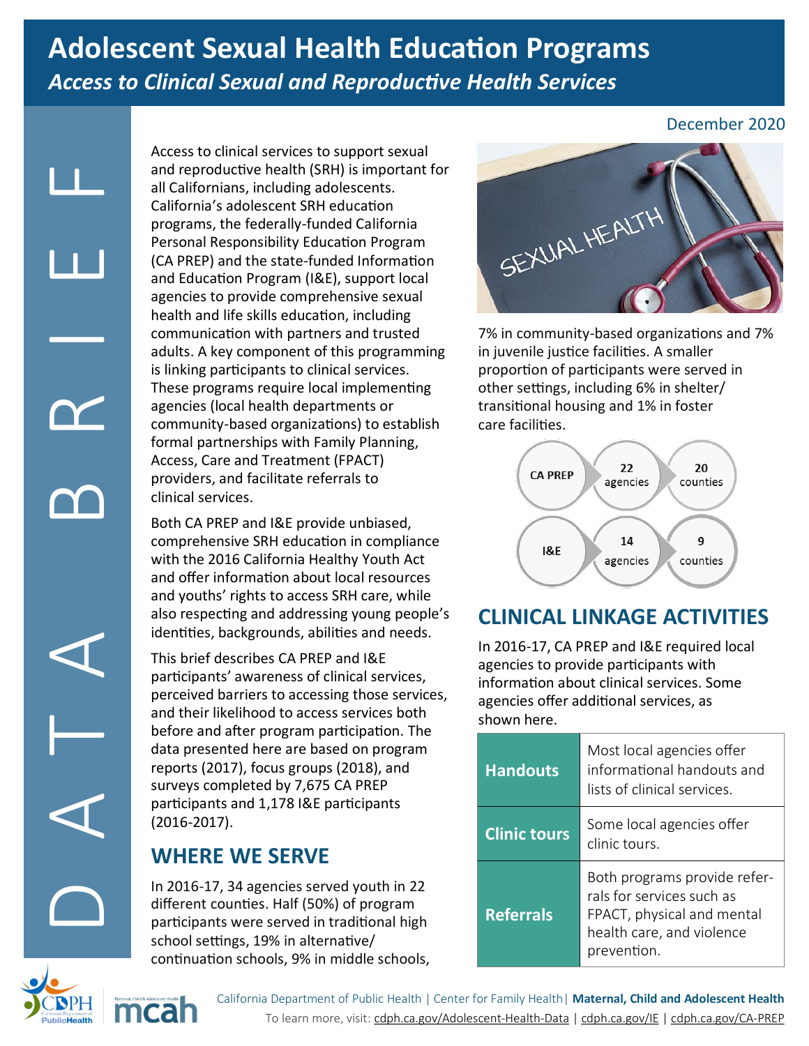# Adolescent Sexual Health Education Programs

## *Access to Clinical Sexual and Reproductive Health Services*

DATA BRIEF

December 2020

Access to clinical services to support sexual and reproductive health (SRH) is important for all Californians, including adolescents. California's adolescent SRH education programs, the federally-funded California Personal Responsibility Education Program (CA PREP) and the state-funded Information and Education Program (I&E), support local agencies to provide comprehensive sexual health and life skills education, including communication with partners and trusted adults. A key component of this programming is linking participants to clinical services. These programs require local implementing agencies (local health departments or community-based organizations) to establish formal partnerships with Family Planning, Access, Care and Treatment (FPACT) providers, and facilitate referrals to clinical services.

Both CA PREP and I&E provide unbiased, comprehensive SRH education in compliance with the 2016 California Healthy Youth Act and offer information about local resources and youths' rights to access SRH care, while also respecting and addressing young people's identities, backgrounds, abilities and needs.

This brief describes CA PREP and I&E participants' awareness of clinical services, perceived barriers to accessing those services, and their likelihood to access services both before and after program participation. The data presented here are based on program reports (2017), focus groups (2018), and surveys completed by 7,675 CA PREP participants and 1,178 I&E participants (2016-2017).

## WHERE WE SERVE

In 2016-17, 34 agencies served youth in 22 different counties. Half (50%) of program participants were served in traditional high school settings, 19% in alternative/continuation schools, 9% in middle schools, 7% in community-based organizations and 7% in juvenile justice facilities. A smaller proportion of participants were served in other settings, including 6% in shelter/transitional housing and 1% in foster care facilities.

| Program | Agencies | Counties |
|---|---|---|
| CA PREP | 22 agencies | 20 counties |
| I&E | 14 agencies | 9 counties |

## CLINICAL LINKAGE ACTIVITIES

In 2016-17, CA PREP and I&E required local agencies to provide participants with information about clinical services. Some agencies offer additional services, as shown here.

| | |
|---|---|
| **Handouts** | Most local agencies offer informational handouts and lists of clinical services. |
| **Clinic tours** | Some local agencies offer clinic tours. |
| **Referrals** | Both programs provide referrals for services such as FPACT, physical and mental health care, and violence prevention. |

California Department of Public Health | Center for Family Health | **Maternal, Child and Adolescent Health**

To learn more, visit: cdph.ca.gov/Adolescent-Health-Data | cdph.ca.gov/IE | cdph.ca.gov/CA-PREP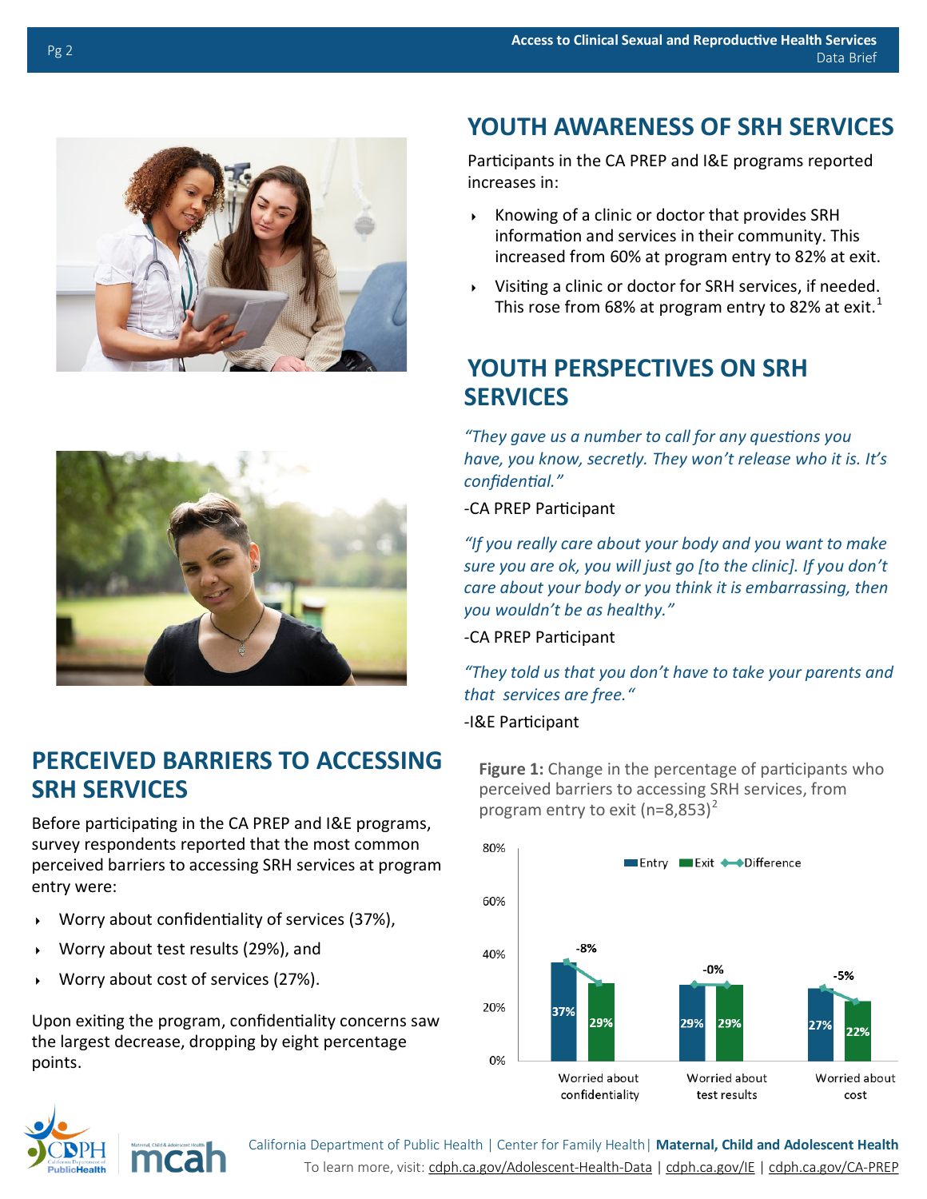## YOUTH AWARENESS OF SRH SERVICES

Participants in the CA PREP and I&E programs reported increases in:

- Knowing of a clinic or doctor that provides SRH information and services in their community. This increased from 60% at program entry to 82% at exit.
- Visiting a clinic or doctor for SRH services, if needed. This rose from 68% at program entry to 82% at exit.[1]

## YOUTH PERSPECTIVES ON SRH SERVICES

*"They gave us a number to call for any questions you have, you know, secretly. They won't release who it is. It's confidential."*

-CA PREP Participant

*"If you really care about your body and you want to make sure you are ok, you will just go [to the clinic]. If you don't care about your body or you think it is embarrassing, then you wouldn't be as healthy."*

-CA PREP Participant

*"They told us that you don't have to take your parents and that services are free."*

-I&E Participant

## PERCEIVED BARRIERS TO ACCESSING SRH SERVICES

Before participating in the CA PREP and I&E programs, survey respondents reported that the most common perceived barriers to accessing SRH services at program entry were:

- Worry about confidentiality of services (37%),
- Worry about test results (29%), and
- Worry about cost of services (27%).

Upon exiting the program, confidentiality concerns saw the largest decrease, dropping by eight percentage points.

**Figure 1:** Change in the percentage of participants who perceived barriers to accessing SRH services, from program entry to exit (n=8,853)[2]

| | Entry | Exit | Difference |
|---|---|---|---|
| Worried about confidentiality | 37% | 29% | -8% |
| Worried about test results | 29% | 29% | -0% |
| Worried about cost | 27% | 22% | -5% |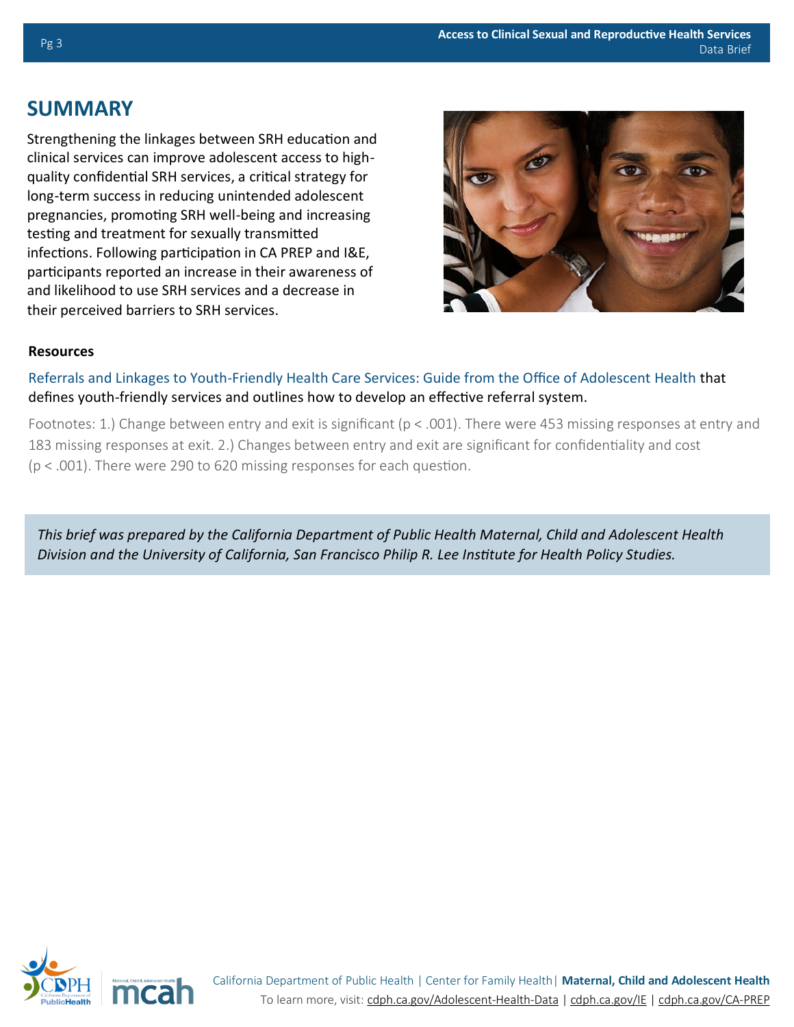## SUMMARY

Strengthening the linkages between SRH education and clinical services can improve adolescent access to high-quality confidential SRH services, a critical strategy for long-term success in reducing unintended adolescent pregnancies, promoting SRH well-being and increasing testing and treatment for sexually transmitted infections. Following participation in CA PREP and I&E, participants reported an increase in their awareness of and likelihood to use SRH services and a decrease in their perceived barriers to SRH services.

**Resources**

Referrals and Linkages to Youth-Friendly Health Care Services: Guide from the Office of Adolescent Health that defines youth-friendly services and outlines how to develop an effective referral system.

Footnotes: 1.) Change between entry and exit is significant ($p < .001$). There were 453 missing responses at entry and 183 missing responses at exit. 2.) Changes between entry and exit are significant for confidentiality and cost ($p < .001$). There were 290 to 620 missing responses for each question.

*This brief was prepared by the California Department of Public Health Maternal, Child and Adolescent Health Division and the University of California, San Francisco Philip R. Lee Institute for Health Policy Studies.*

California Department of Public Health | Center for Family Health | **Maternal, Child and Adolescent Health**

To learn more, visit: cdph.ca.gov/Adolescent-Health-Data | cdph.ca.gov/IE | cdph.ca.gov/CA-PREP